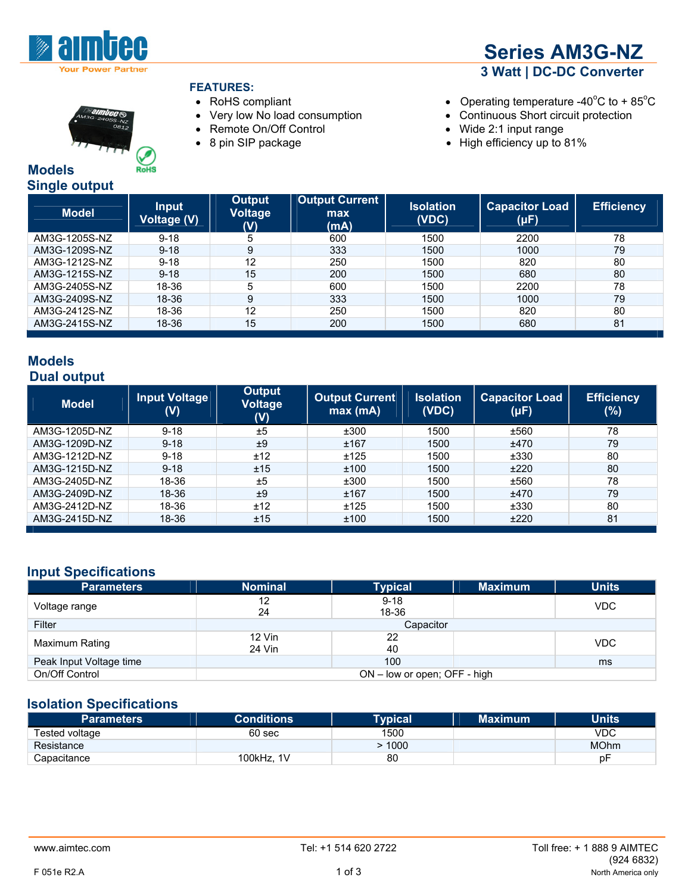# Series AM3G-NZ

## 3 Watt | DC-DC Converter

**FEATURES:**

- RoHS compliant
- Very low No load consumption
- Remote On/Off Control
- 8 pin SIP package
- Operating temperature -40°C to + 85°C
- Continuous Short circuit protection
- Wide 2:1 input range
- High efficiency up to 81%

## Models

### Single output

| Model | Input Voltage (V) | Output Voltage (V) | Output Current max (mA) | Isolation (VDC) | Capacitor Load (µF) | Efficiency |
|---|---|---|---|---|---|---|
| AM3G-1205S-NZ | 9-18 | 5 | 600 | 1500 | 2200 | 78 |
| AM3G-1209S-NZ | 9-18 | 9 | 333 | 1500 | 1000 | 79 |
| AM3G-1212S-NZ | 9-18 | 12 | 250 | 1500 | 820 | 80 |
| AM3G-1215S-NZ | 9-18 | 15 | 200 | 1500 | 680 | 80 |
| AM3G-2405S-NZ | 18-36 | 5 | 600 | 1500 | 2200 | 78 |
| AM3G-2409S-NZ | 18-36 | 9 | 333 | 1500 | 1000 | 79 |
| AM3G-2412S-NZ | 18-36 | 12 | 250 | 1500 | 820 | 80 |
| AM3G-2415S-NZ | 18-36 | 15 | 200 | 1500 | 680 | 81 |

## Models

### Dual output

| Model | Input Voltage (V) | Output Voltage (V) | Output Current max (mA) | Isolation (VDC) | Capacitor Load (µF) | Efficiency (%) |
|---|---|---|---|---|---|---|
| AM3G-1205D-NZ | 9-18 | ±5 | ±300 | 1500 | ±560 | 78 |
| AM3G-1209D-NZ | 9-18 | ±9 | ±167 | 1500 | ±470 | 79 |
| AM3G-1212D-NZ | 9-18 | ±12 | ±125 | 1500 | ±330 | 80 |
| AM3G-1215D-NZ | 9-18 | ±15 | ±100 | 1500 | ±220 | 80 |
| AM3G-2405D-NZ | 18-36 | ±5 | ±300 | 1500 | ±560 | 78 |
| AM3G-2409D-NZ | 18-36 | ±9 | ±167 | 1500 | ±470 | 79 |
| AM3G-2412D-NZ | 18-36 | ±12 | ±125 | 1500 | ±330 | 80 |
| AM3G-2415D-NZ | 18-36 | ±15 | ±100 | 1500 | ±220 | 81 |

## Input Specifications

| Parameters | Nominal | Typical | Maximum | Units |
|---|---|---|---|---|
| Voltage range | 12<br>24 | 9-18<br>18-36 | | VDC |
| Filter | Capacitor | | | |
| Maximum Rating | 12 Vin<br>24 Vin | 22<br>40 | | VDC |
| Peak Input Voltage time | | 100 | | ms |
| On/Off Control | ON – low or open; OFF - high | | | |

## Isolation Specifications

| Parameters | Conditions | Typical | Maximum | Units |
|---|---|---|---|---|
| Tested voltage | 60 sec | 1500 | | VDC |
| Resistance | | > 1000 | | MOhm |
| Capacitance | 100kHz, 1V | 80 | | pF |

www.aimtec.com Tel: +1 514 620 2722 Toll free: + 1 888 9 AIMTEC (924 6832) North America only

F 051e R2.A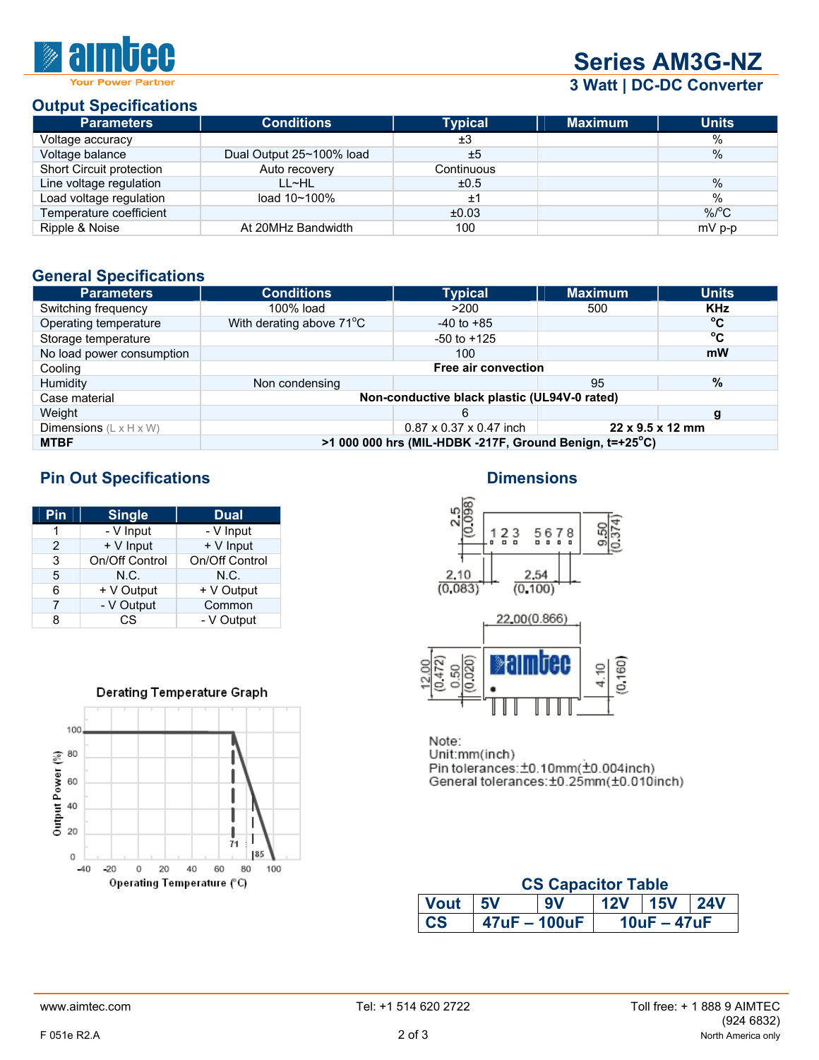# Series AM3G-NZ

## 3 Watt | DC-DC Converter

## Output Specifications

| Parameters | Conditions | Typical | Maximum | Units |
|---|---|---|---|---|
| Voltage accuracy | | ±3 | | % |
| Voltage balance | Dual Output 25~100% load | ±5 | | % |
| Short Circuit protection | Auto recovery | Continuous | | |
| Line voltage regulation | LL~HL | ±0.5 | | % |
| Load voltage regulation | load 10~100% | ±1 | | % |
| Temperature coefficient | | ±0.03 | | %/°C |
| Ripple & Noise | At 20MHz Bandwidth | 100 | | mV p-p |

## General Specifications

| Parameters | Conditions | Typical | Maximum | Units |
|---|---|---|---|---|
| Switching frequency | 100% load | >200 | 500 | **KHz** |
| Operating temperature | With derating above 71°C | -40 to +85 | | **°C** |
| Storage temperature | | -50 to +125 | | **°C** |
| No load power consumption | | 100 | | **mW** |
| Cooling | **Free air convection** | | | |
| Humidity | Non condensing | | 95 | **%** |
| Case material | **Non-conductive black plastic (UL94V-0 rated)** | | | |
| Weight | | 6 | | **g** |
| Dimensions (L x H x W) | | 0.87 x 0.37 x 0.47 inch | **22 x 9.5 x 12 mm** | |
| **MTBF** | **>1 000 000 hrs (MIL-HDBK -217F, Ground Benign, t=+25°C)** | | | |

## Pin Out Specifications

| Pin | Single | Dual |
|---|---|---|
| 1 | - V Input | - V Input |
| 2 | + V Input | + V Input |
| 3 | On/Off Control | On/Off Control |
| 5 | N.C. | N.C. |
| 6 | + V Output | + V Output |
| 7 | - V Output | Common |
| 8 | CS | - V Output |

## Dimensions

Note:
Unit:mm(inch)
Pin tolerances:±0.10mm(±0.004inch)
General tolerances:±0.25mm(±0.010inch)

**Derating Temperature Graph**

## CS Capacitor Table

| Vout | 5V | 9V | 12V | 15V | 24V |
|---|---|---|---|---|---|
| CS | 47uF – 100uF | | 10uF – 47uF | | |

www.aimtec.com | Tel: +1 514 620 2722 | Toll free: + 1 888 9 AIMTEC (924 6832) North America only

F 051e R2.A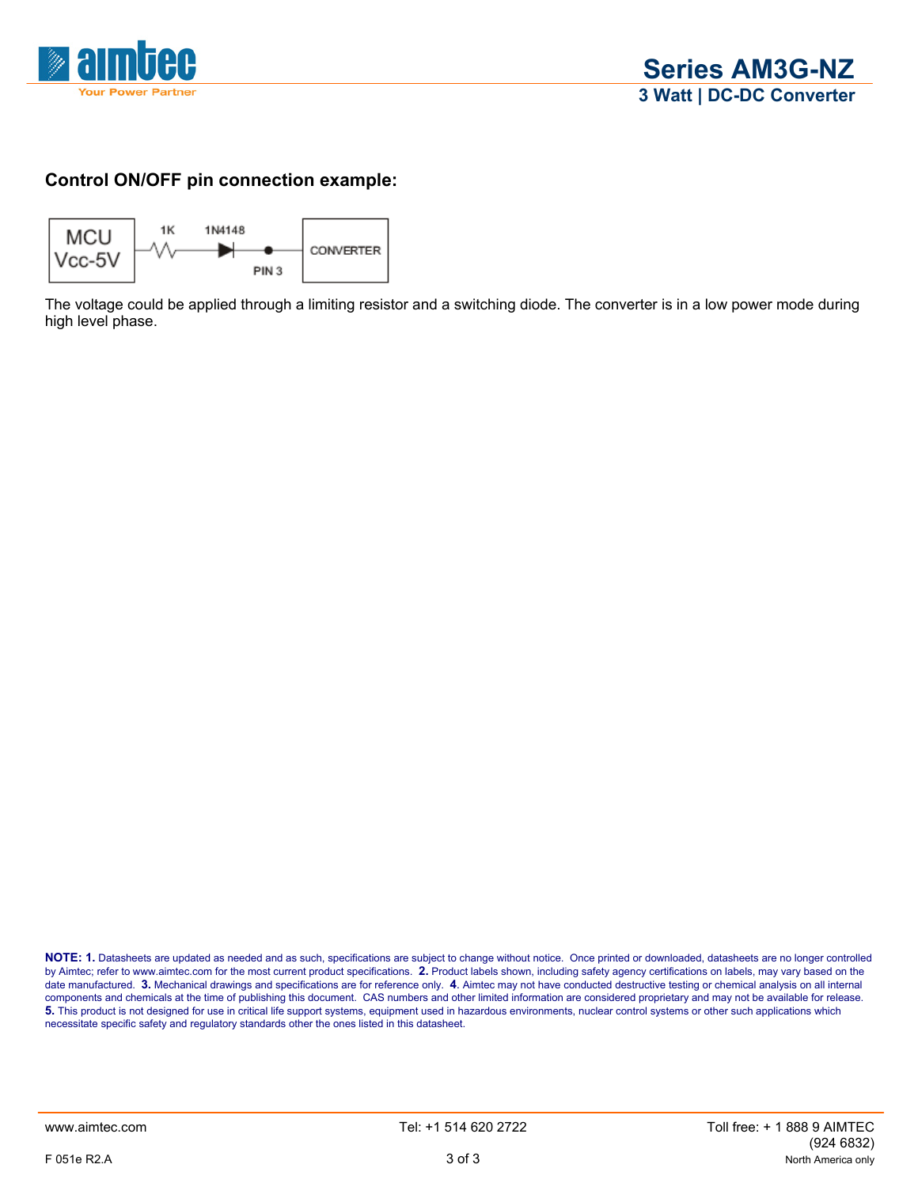### Control ON/OFF pin connection example:

MCU
Vcc-5V
1K
1N4148
PIN 3
CONVERTER

The voltage could be applied through a limiting resistor and a switching diode. The converter is in a low power mode during high level phase.

**NOTE: 1.** Datasheets are updated as needed and as such, specifications are subject to change without notice. Once printed or downloaded, datasheets are no longer controlled by Aimtec; refer to www.aimtec.com for the most current product specifications. **2.** Product labels shown, including safety agency certifications on labels, may vary based on the date manufactured. **3.** Mechanical drawings and specifications are for reference only. **4.** Aimtec may not have conducted destructive testing or chemical analysis on all internal components and chemicals at the time of publishing this document. CAS numbers and other limited information are considered proprietary and may not be available for release. **5.** This product is not designed for use in critical life support systems, equipment used in hazardous environments, nuclear control systems or other such applications which necessitate specific safety and regulatory standards other the ones listed in this datasheet.